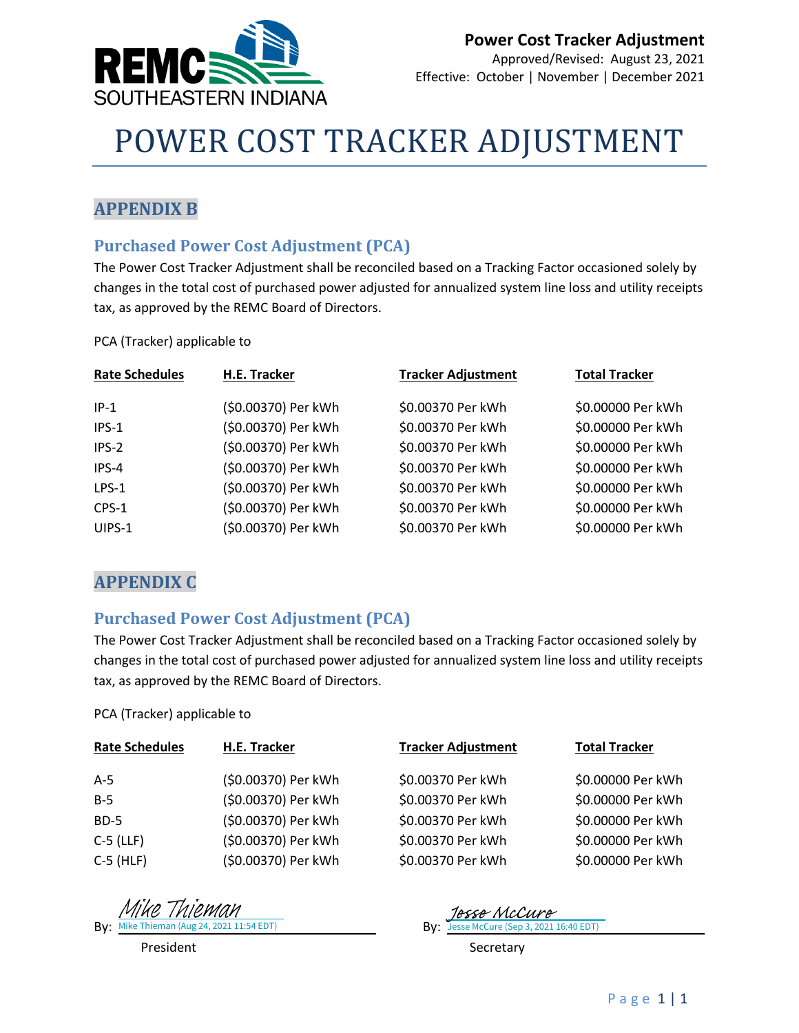**Power Cost Tracker Adjustment**
Approved/Revised: August 23, 2021
Effective: October | November | December 2021

# POWER COST TRACKER ADJUSTMENT

## APPENDIX B

### Purchased Power Cost Adjustment (PCA)

The Power Cost Tracker Adjustment shall be reconciled based on a Tracking Factor occasioned solely by changes in the total cost of purchased power adjusted for annualized system line loss and utility receipts tax, as approved by the REMC Board of Directors.

PCA (Tracker) applicable to

| Rate Schedules | H.E. Tracker | Tracker Adjustment | Total Tracker |
|---|---|---|---|
| IP-1 | ($0.00370) Per kWh | $0.00370 Per kWh | $0.00000 Per kWh |
| IPS-1 | ($0.00370) Per kWh | $0.00370 Per kWh | $0.00000 Per kWh |
| IPS-2 | ($0.00370) Per kWh | $0.00370 Per kWh | $0.00000 Per kWh |
| IPS-4 | ($0.00370) Per kWh | $0.00370 Per kWh | $0.00000 Per kWh |
| LPS-1 | ($0.00370) Per kWh | $0.00370 Per kWh | $0.00000 Per kWh |
| CPS-1 | ($0.00370) Per kWh | $0.00370 Per kWh | $0.00000 Per kWh |
| UIPS-1 | ($0.00370) Per kWh | $0.00370 Per kWh | $0.00000 Per kWh |

## APPENDIX C

### Purchased Power Cost Adjustment (PCA)

The Power Cost Tracker Adjustment shall be reconciled based on a Tracking Factor occasioned solely by changes in the total cost of purchased power adjusted for annualized system line loss and utility receipts tax, as approved by the REMC Board of Directors.

PCA (Tracker) applicable to

| Rate Schedules | H.E. Tracker | Tracker Adjustment | Total Tracker |
|---|---|---|---|
| A-5 | ($0.00370) Per kWh | $0.00370 Per kWh | $0.00000 Per kWh |
| B-5 | ($0.00370) Per kWh | $0.00370 Per kWh | $0.00000 Per kWh |
| BD-5 | ($0.00370) Per kWh | $0.00370 Per kWh | $0.00000 Per kWh |
| C-5 (LLF) | ($0.00370) Per kWh | $0.00370 Per kWh | $0.00000 Per kWh |
| C-5 (HLF) | ($0.00370) Per kWh | $0.00370 Per kWh | $0.00000 Per kWh |

By: *Mike Thieman*
Mike Thieman (Aug 24, 2021 11:54 EDT)
President

By: *Jesse McCure*
Jesse McCure (Sep 3, 2021 16:40 EDT)
Secretary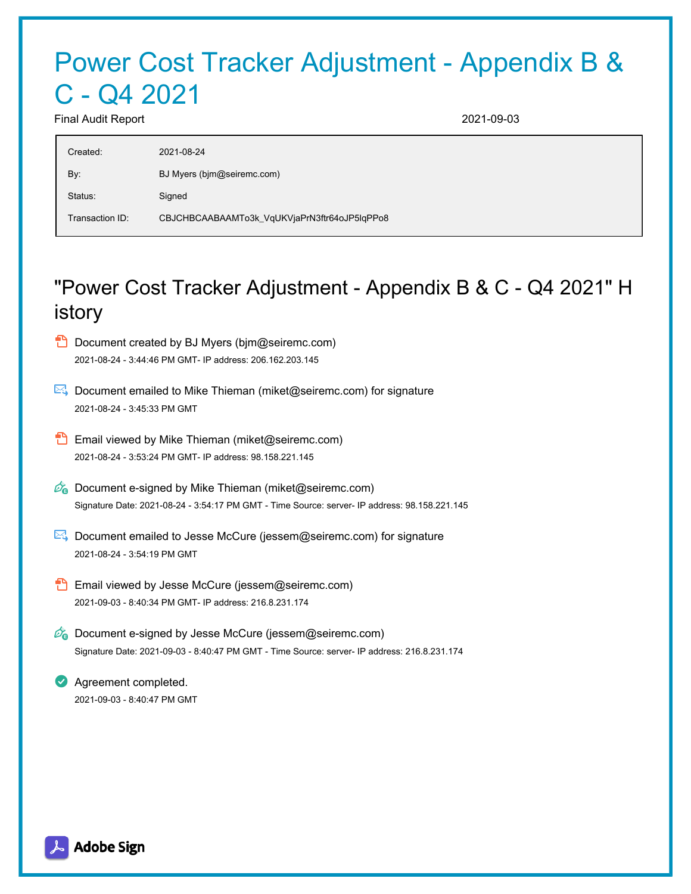# Power Cost Tracker Adjustment - Appendix B & C - Q4 2021

Final Audit Report 2021-09-03

| | |
|---|---|
| Created: | 2021-08-24 |
| By: | BJ Myers (bjm@seiremc.com) |
| Status: | Signed |
| Transaction ID: | CBJCHBCAABAAMTo3k_VqUKVjaPrN3ftr64oJP5lqPPo8 |

## "Power Cost Tracker Adjustment - Appendix B & C - Q4 2021" History

- Document created by BJ Myers (bjm@seiremc.com)
  2021-08-24 - 3:44:46 PM GMT- IP address: 206.162.203.145

- Document emailed to Mike Thieman (miket@seiremc.com) for signature
  2021-08-24 - 3:45:33 PM GMT

- Email viewed by Mike Thieman (miket@seiremc.com)
  2021-08-24 - 3:53:24 PM GMT- IP address: 98.158.221.145

- Document e-signed by Mike Thieman (miket@seiremc.com)
  Signature Date: 2021-08-24 - 3:54:17 PM GMT - Time Source: server- IP address: 98.158.221.145

- Document emailed to Jesse McCure (jessem@seiremc.com) for signature
  2021-08-24 - 3:54:19 PM GMT

- Email viewed by Jesse McCure (jessem@seiremc.com)
  2021-09-03 - 8:40:34 PM GMT- IP address: 216.8.231.174

- Document e-signed by Jesse McCure (jessem@seiremc.com)
  Signature Date: 2021-09-03 - 8:40:47 PM GMT - Time Source: server- IP address: 216.8.231.174

- Agreement completed.
  2021-09-03 - 8:40:47 PM GMT

Adobe Sign